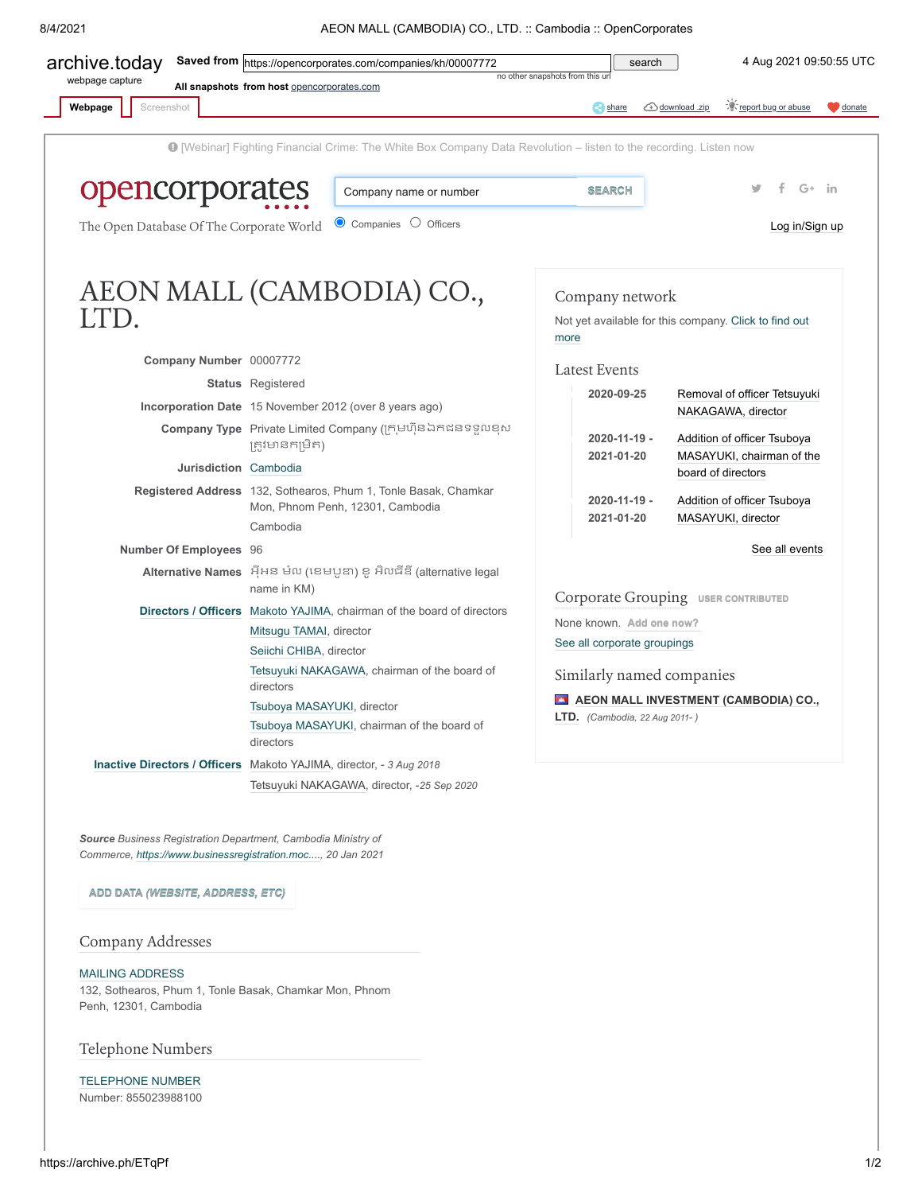archive.today webpage capture

Saved from https://opencorporates.com/companies/kh/00007772 — no other snapshots from this url

4 Aug 2021 09:50:55 UTC

All snapshots from host opencorporates.com

Webpage | Screenshot — share | download .zip | report bug or abuse | donate

[Webinar] Fighting Financial Crime: The White Box Company Data Revolution – listen to the recording. Listen now

opencorporates

The Open Database Of The Corporate World

Company name or number SEARCH

Companies | Officers

Log in/Sign up

# AEON MALL (CAMBODIA) CO., LTD.

| | |
|---|---|
| **Company Number** | 00007772 |
| **Status** | Registered |
| **Incorporation Date** | 15 November 2012 (over 8 years ago) |
| **Company Type** | Private Limited Company (ក្រុមហ៊ុនឯកជនទទួលខុសត្រូវមានកម្រិត) |
| **Jurisdiction** | Cambodia |
| **Registered Address** | 132, Sothearos, Phum 1, Tonle Basak, Chamkar Mon, Phnom Penh, 12301, Cambodia Cambodia |
| **Number Of Employees** | 96 |
| **Alternative Names** | អ៊ីអន ម៉ល (ខេមបូឌា) ខូ អិលធីឌី (alternative legal name in KM) |
| **Directors / Officers** | Makoto YAJIMA, chairman of the board of directors<br>Mitsugu TAMAI, director<br>Seiichi CHIBA, director<br>Tetsuyuki NAKAGAWA, chairman of the board of directors<br>Tsuboya MASAYUKI, director<br>Tsuboya MASAYUKI, chairman of the board of directors |
| **Inactive Directors / Officers** | Makoto YAJIMA, director, - *3 Aug 2018*<br>Tetsuyuki NAKAGAWA, director, -*25 Sep 2020* |

***Source*** *Business Registration Department, Cambodia Ministry of Commerce, https://www.businessregistration.moc...., 20 Jan 2021*

ADD DATA (*WEBSITE, ADDRESS, ETC*)

## Company Addresses

MAILING ADDRESS

132, Sothearos, Phum 1, Tonle Basak, Chamkar Mon, Phnom Penh, 12301, Cambodia

## Telephone Numbers

TELEPHONE NUMBER

Number: 855023988100

## Company network

Not yet available for this company. Click to find out more

## Latest Events

| | |
|---|---|
| **2020-09-25** | Removal of officer Tetsuyuki NAKAGAWA, director |
| **2020-11-19 - 2021-01-20** | Addition of officer Tsuboya MASAYUKI, chairman of the board of directors |
| **2020-11-19 - 2021-01-20** | Addition of officer Tsuboya MASAYUKI, director |

See all events

## Corporate Grouping USER CONTRIBUTED

None known. Add one now?

See all corporate groupings

## Similarly named companies

**AEON MALL INVESTMENT (CAMBODIA) CO., LTD.** *(Cambodia, 22 Aug 2011- )*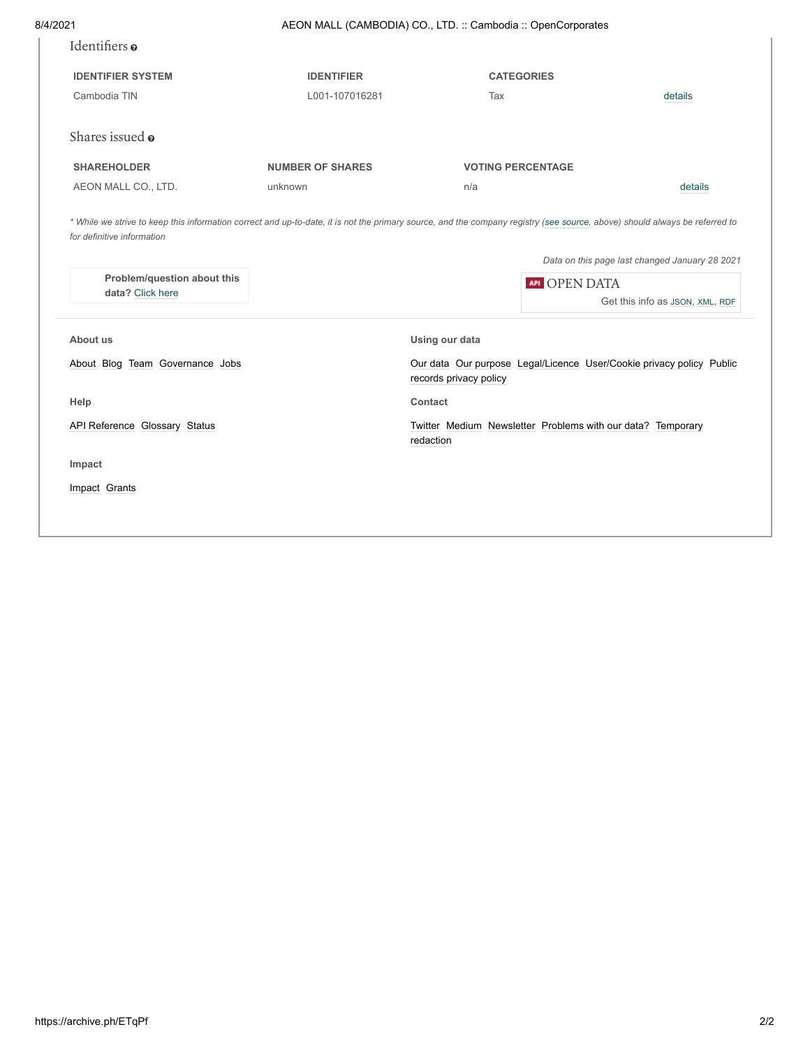## Identifiers

| IDENTIFIER SYSTEM | IDENTIFIER | CATEGORIES | |
|---|---|---|---|
| Cambodia TIN | L001-107016281 | Tax | details |

## Shares issued

| SHAREHOLDER | NUMBER OF SHARES | VOTING PERCENTAGE | |
|---|---|---|---|
| AEON MALL CO., LTD. | unknown | n/a | details |

*\* While we strive to keep this information correct and up-to-date, it is not the primary source, and the company registry (see source, above) should always be referred to for definitive information*

*Data on this page last changed January 28 2021*

**Problem/question about this data?** Click here

OPEN DATA

Get this info as JSON, XML, RDF

**About us**

About Blog Team Governance Jobs

**Using our data**

Our data Our purpose Legal/Licence User/Cookie privacy policy Public records privacy policy

**Help**

API Reference Glossary Status

**Contact**

Twitter Medium Newsletter Problems with our data? Temporary redaction

**Impact**

Impact Grants